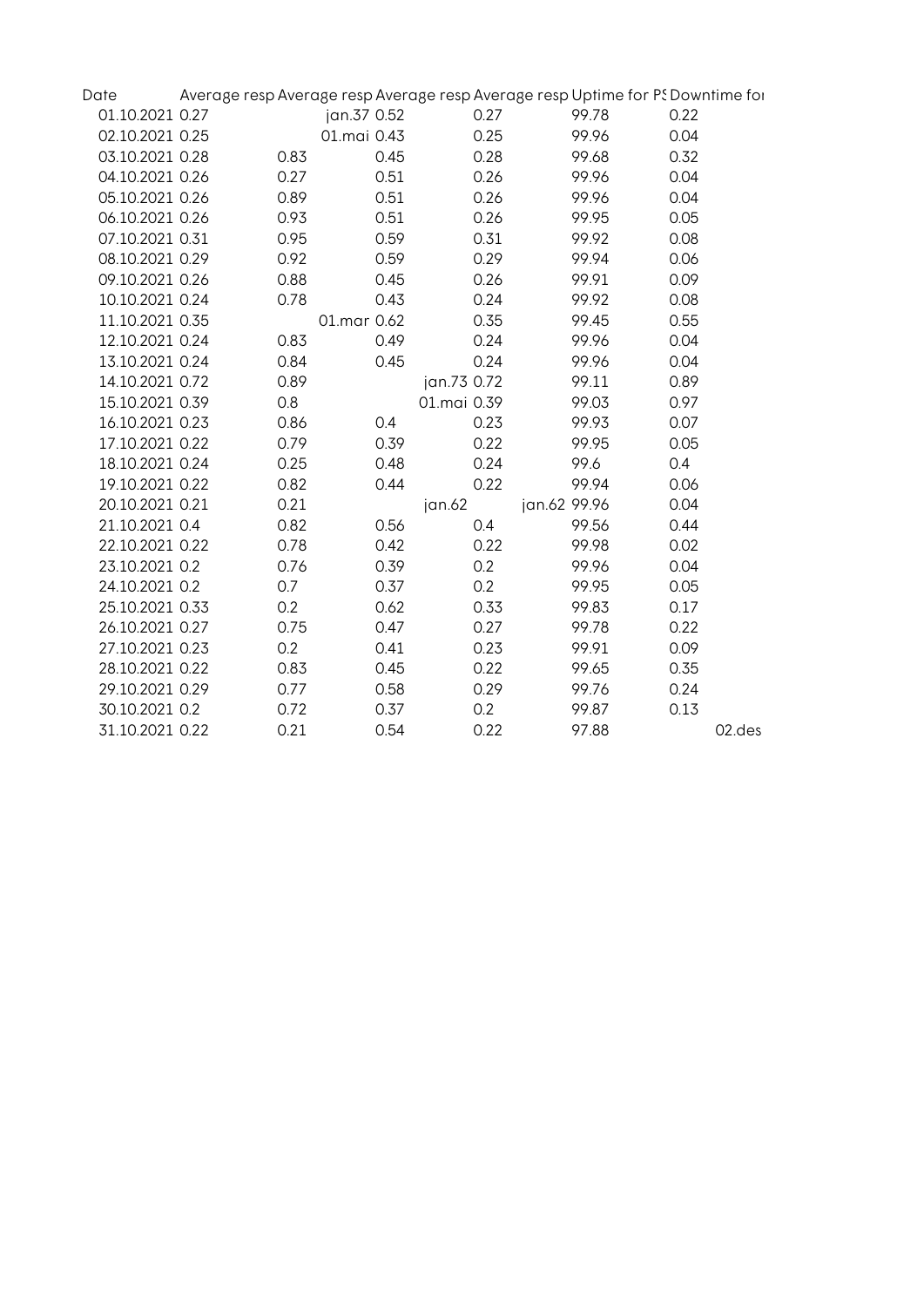| Date | Average resp | Average resp | Average resp | Average resp | Uptime for PS | Downtime for |
|---|---|---|---|---|---|---|
| 01.10.2021 | 0.27 | jan.37 | 0.52 | 0.27 | 99.78 | 0.22 |
| 02.10.2021 | 0.25 | 01.mai | 0.43 | 0.25 | 99.96 | 0.04 |
| 03.10.2021 | 0.28 | 0.83 | 0.45 | 0.28 | 99.68 | 0.32 |
| 04.10.2021 | 0.26 | 0.27 | 0.51 | 0.26 | 99.96 | 0.04 |
| 05.10.2021 | 0.26 | 0.89 | 0.51 | 0.26 | 99.96 | 0.04 |
| 06.10.2021 | 0.26 | 0.93 | 0.51 | 0.26 | 99.95 | 0.05 |
| 07.10.2021 | 0.31 | 0.95 | 0.59 | 0.31 | 99.92 | 0.08 |
| 08.10.2021 | 0.29 | 0.92 | 0.59 | 0.29 | 99.94 | 0.06 |
| 09.10.2021 | 0.26 | 0.88 | 0.45 | 0.26 | 99.91 | 0.09 |
| 10.10.2021 | 0.24 | 0.78 | 0.43 | 0.24 | 99.92 | 0.08 |
| 11.10.2021 | 0.35 | 01.mar | 0.62 | 0.35 | 99.45 | 0.55 |
| 12.10.2021 | 0.24 | 0.83 | 0.49 | 0.24 | 99.96 | 0.04 |
| 13.10.2021 | 0.24 | 0.84 | 0.45 | 0.24 | 99.96 | 0.04 |
| 14.10.2021 | 0.72 | 0.89 | jan.73 | 0.72 | 99.11 | 0.89 |
| 15.10.2021 | 0.39 | 0.8 | 01.mai | 0.39 | 99.03 | 0.97 |
| 16.10.2021 | 0.23 | 0.86 | 0.4 | 0.23 | 99.93 | 0.07 |
| 17.10.2021 | 0.22 | 0.79 | 0.39 | 0.22 | 99.95 | 0.05 |
| 18.10.2021 | 0.24 | 0.25 | 0.48 | 0.24 | 99.6 | 0.4 |
| 19.10.2021 | 0.22 | 0.82 | 0.44 | 0.22 | 99.94 | 0.06 |
| 20.10.2021 | 0.21 | 0.21 | jan.62 | jan.62 | 99.96 | 0.04 |
| 21.10.2021 | 0.4 | 0.82 | 0.56 | 0.4 | 99.56 | 0.44 |
| 22.10.2021 | 0.22 | 0.78 | 0.42 | 0.22 | 99.98 | 0.02 |
| 23.10.2021 | 0.2 | 0.76 | 0.39 | 0.2 | 99.96 | 0.04 |
| 24.10.2021 | 0.2 | 0.7 | 0.37 | 0.2 | 99.95 | 0.05 |
| 25.10.2021 | 0.33 | 0.2 | 0.62 | 0.33 | 99.83 | 0.17 |
| 26.10.2021 | 0.27 | 0.75 | 0.47 | 0.27 | 99.78 | 0.22 |
| 27.10.2021 | 0.23 | 0.2 | 0.41 | 0.23 | 99.91 | 0.09 |
| 28.10.2021 | 0.22 | 0.83 | 0.45 | 0.22 | 99.65 | 0.35 |
| 29.10.2021 | 0.29 | 0.77 | 0.58 | 0.29 | 99.76 | 0.24 |
| 30.10.2021 | 0.2 | 0.72 | 0.37 | 0.2 | 99.87 | 0.13 |
| 31.10.2021 | 0.22 | 0.21 | 0.54 | 0.22 | 97.88 | 02.des |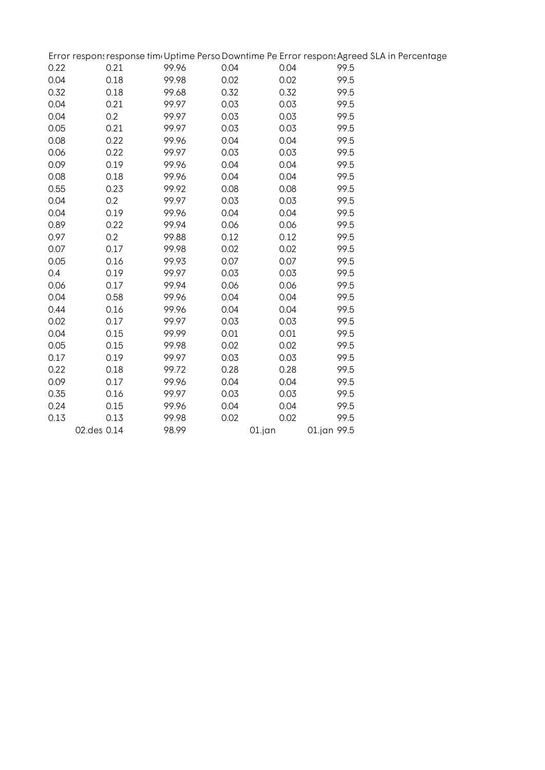| Error respons | response tim | Uptime Perso | Downtime Pe | Error respons | Agreed SLA in Percentage |
|---|---|---|---|---|---|
| 0.22 | 0.21 | 99.96 | 0.04 | 0.04 | 99.5 |
| 0.04 | 0.18 | 99.98 | 0.02 | 0.02 | 99.5 |
| 0.32 | 0.18 | 99.68 | 0.32 | 0.32 | 99.5 |
| 0.04 | 0.21 | 99.97 | 0.03 | 0.03 | 99.5 |
| 0.04 | 0.2 | 99.97 | 0.03 | 0.03 | 99.5 |
| 0.05 | 0.21 | 99.97 | 0.03 | 0.03 | 99.5 |
| 0.08 | 0.22 | 99.96 | 0.04 | 0.04 | 99.5 |
| 0.06 | 0.22 | 99.97 | 0.03 | 0.03 | 99.5 |
| 0.09 | 0.19 | 99.96 | 0.04 | 0.04 | 99.5 |
| 0.08 | 0.18 | 99.96 | 0.04 | 0.04 | 99.5 |
| 0.55 | 0.23 | 99.92 | 0.08 | 0.08 | 99.5 |
| 0.04 | 0.2 | 99.97 | 0.03 | 0.03 | 99.5 |
| 0.04 | 0.19 | 99.96 | 0.04 | 0.04 | 99.5 |
| 0.89 | 0.22 | 99.94 | 0.06 | 0.06 | 99.5 |
| 0.97 | 0.2 | 99.88 | 0.12 | 0.12 | 99.5 |
| 0.07 | 0.17 | 99.98 | 0.02 | 0.02 | 99.5 |
| 0.05 | 0.16 | 99.93 | 0.07 | 0.07 | 99.5 |
| 0.4 | 0.19 | 99.97 | 0.03 | 0.03 | 99.5 |
| 0.06 | 0.17 | 99.94 | 0.06 | 0.06 | 99.5 |
| 0.04 | 0.58 | 99.96 | 0.04 | 0.04 | 99.5 |
| 0.44 | 0.16 | 99.96 | 0.04 | 0.04 | 99.5 |
| 0.02 | 0.17 | 99.97 | 0.03 | 0.03 | 99.5 |
| 0.04 | 0.15 | 99.99 | 0.01 | 0.01 | 99.5 |
| 0.05 | 0.15 | 99.98 | 0.02 | 0.02 | 99.5 |
| 0.17 | 0.19 | 99.97 | 0.03 | 0.03 | 99.5 |
| 0.22 | 0.18 | 99.72 | 0.28 | 0.28 | 99.5 |
| 0.09 | 0.17 | 99.96 | 0.04 | 0.04 | 99.5 |
| 0.35 | 0.16 | 99.97 | 0.03 | 0.03 | 99.5 |
| 0.24 | 0.15 | 99.96 | 0.04 | 0.04 | 99.5 |
| 0.13 | 0.13 | 99.98 | 0.02 | 0.02 | 99.5 |
| 02.des | 0.14 | 98.99 | 01.jan | 01.jan | 99.5 |